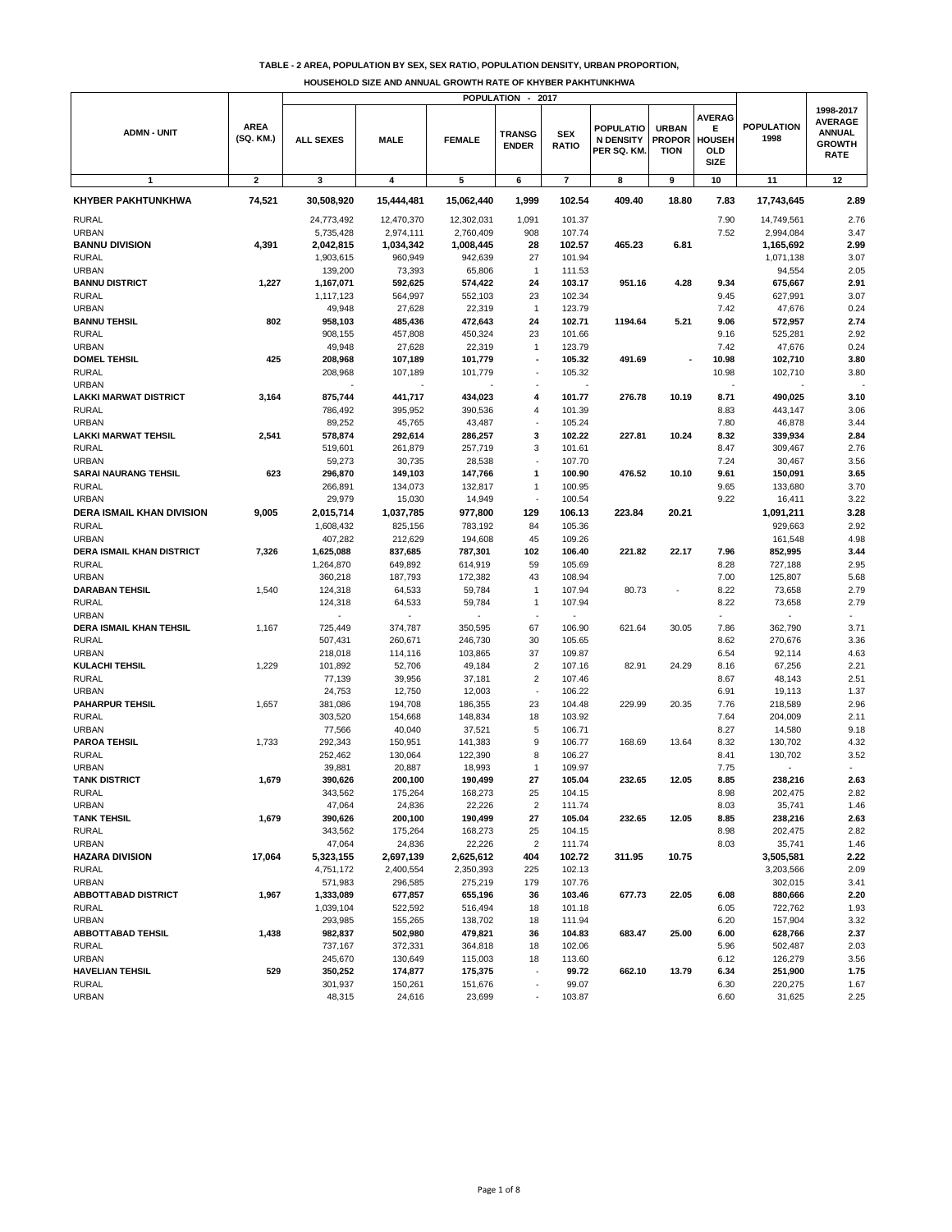**TABLE - 2 AREA, POPULATION BY SEX, SEX RATIO, POPULATION DENSITY, URBAN PROPORTION, HOUSEHOLD SIZE AND ANNUAL GROWTH RATE OF KHYBER PAKHTUNKHWA**

| ADMN - UNIT | AREA (SQ. KM.) | POPULATION - 2017 | | | | | | | | POPULATION 1998 | 1998-2017 AVERAGE ANNUAL GROWTH RATE |
|---|---|---|---|---|---|---|---|---|---|---|---|
| | | ALL SEXES | MALE | FEMALE | TRANSGENDER | SEX RATIO | POPULATION DENSITY PER SQ. KM. | URBAN PROPORTION | AVERAGE HOUSEHOLD SIZE | | |
| 1 | 2 | 3 | 4 | 5 | 6 | 7 | 8 | 9 | 10 | 11 | 12 |
| **KHYBER PAKHTUNKHWA** | **74,521** | **30,508,920** | **15,444,481** | **15,062,440** | **1,999** | **102.54** | **409.40** | **18.80** | **7.83** | **17,743,645** | **2.89** |
| RURAL | | 24,773,492 | 12,470,370 | 12,302,031 | 1,091 | 101.37 | | | 7.90 | 14,749,561 | 2.76 |
| URBAN | | 5,735,428 | 2,974,111 | 2,760,409 | 908 | 107.74 | | | 7.52 | 2,994,084 | 3.47 |
| **BANNU DIVISION** | **4,391** | **2,042,815** | **1,034,342** | **1,008,445** | **28** | **102.57** | **465.23** | **6.81** | | **1,165,692** | **2.99** |
| RURAL | | 1,903,615 | 960,949 | 942,639 | 27 | 101.94 | | | | 1,071,138 | 3.07 |
| URBAN | | 139,200 | 73,393 | 65,806 | 1 | 111.53 | | | | 94,554 | 2.05 |
| **BANNU DISTRICT** | **1,227** | **1,167,071** | **592,625** | **574,422** | **24** | **103.17** | **951.16** | **4.28** | **9.34** | **675,667** | **2.91** |
| RURAL | | 1,117,123 | 564,997 | 552,103 | 23 | 102.34 | | | 9.45 | 627,991 | 3.07 |
| URBAN | | 49,948 | 27,628 | 22,319 | 1 | 123.79 | | | 7.42 | 47,676 | 0.24 |
| **BANNU TEHSIL** | **802** | **958,103** | **485,436** | **472,643** | **24** | **102.71** | **1194.64** | **5.21** | **9.06** | **572,957** | **2.74** |
| RURAL | | 908,155 | 457,808 | 450,324 | 23 | 101.66 | | | 9.16 | 525,281 | 2.92 |
| URBAN | | 49,948 | 27,628 | 22,319 | 1 | 123.79 | | | 7.42 | 47,676 | 0.24 |
| **DOMEL TEHSIL** | **425** | **208,968** | **107,189** | **101,779** | **-** | **105.32** | **491.69** | **-** | **10.98** | **102,710** | **3.80** |
| RURAL | | 208,968 | 107,189 | 101,779 | - | 105.32 | | | 10.98 | 102,710 | 3.80 |
| URBAN | | - | - | - | - | - | | | - | - | - |
| **LAKKI MARWAT DISTRICT** | **3,164** | **875,744** | **441,717** | **434,023** | **4** | **101.77** | **276.78** | **10.19** | **8.71** | **490,025** | **3.10** |
| RURAL | | 786,492 | 395,952 | 390,536 | 4 | 101.39 | | | 8.83 | 443,147 | 3.06 |
| URBAN | | 89,252 | 45,765 | 43,487 | - | 105.24 | | | 7.80 | 46,878 | 3.44 |
| **LAKKI MARWAT TEHSIL** | **2,541** | **578,874** | **292,614** | **286,257** | **3** | **102.22** | **227.81** | **10.24** | **8.32** | **339,934** | **2.84** |
| RURAL | | 519,601 | 261,879 | 257,719 | 3 | 101.61 | | | 8.47 | 309,467 | 2.76 |
| URBAN | | 59,273 | 30,735 | 28,538 | - | 107.70 | | | 7.24 | 30,467 | 3.56 |
| **SARAI NAURANG TEHSIL** | **623** | **296,870** | **149,103** | **147,766** | **1** | **100.90** | **476.52** | **10.10** | **9.61** | **150,091** | **3.65** |
| RURAL | | 266,891 | 134,073 | 132,817 | 1 | 100.95 | | | 9.65 | 133,680 | 3.70 |
| URBAN | | 29,979 | 15,030 | 14,949 | - | 100.54 | | | 9.22 | 16,411 | 3.22 |
| **DERA ISMAIL KHAN DIVISION** | **9,005** | **2,015,714** | **1,037,785** | **977,800** | **129** | **106.13** | **223.84** | **20.21** | | **1,091,211** | **3.28** |
| RURAL | | 1,608,432 | 825,156 | 783,192 | 84 | 105.36 | | | | 929,663 | 2.92 |
| URBAN | | 407,282 | 212,629 | 194,608 | 45 | 109.26 | | | | 161,548 | 4.98 |
| **DERA ISMAIL KHAN DISTRICT** | **7,326** | **1,625,088** | **837,685** | **787,301** | **102** | **106.40** | **221.82** | **22.17** | **7.96** | **852,995** | **3.44** |
| RURAL | | 1,264,870 | 649,892 | 614,919 | 59 | 105.69 | | | 8.28 | 727,188 | 2.95 |
| URBAN | | 360,218 | 187,793 | 172,382 | 43 | 108.94 | | | 7.00 | 125,807 | 5.68 |
| DARABAN TEHSIL | 1,540 | 124,318 | 64,533 | 59,784 | 1 | 107.94 | 80.73 | - | 8.22 | 73,658 | 2.79 |
| RURAL | | 124,318 | 64,533 | 59,784 | 1 | 107.94 | | | 8.22 | 73,658 | 2.79 |
| URBAN | | - | - | - | - | - | | | - | - | - |
| DERA ISMAIL KHAN TEHSIL | 1,167 | 725,449 | 374,787 | 350,595 | 67 | 106.90 | 621.64 | 30.05 | 7.86 | 362,790 | 3.71 |
| RURAL | | 507,431 | 260,671 | 246,730 | 30 | 105.65 | | | 8.62 | 270,676 | 3.36 |
| URBAN | | 218,018 | 114,116 | 103,865 | 37 | 109.87 | | | 6.54 | 92,114 | 4.63 |
| KULACHI TEHSIL | 1,229 | 101,892 | 52,706 | 49,184 | 2 | 107.16 | 82.91 | 24.29 | 8.16 | 67,256 | 2.21 |
| RURAL | | 77,139 | 39,956 | 37,181 | 2 | 107.46 | | | 8.67 | 48,143 | 2.51 |
| URBAN | | 24,753 | 12,750 | 12,003 | - | 106.22 | | | 6.91 | 19,113 | 1.37 |
| PAHARPUR TEHSIL | 1,657 | 381,086 | 194,708 | 186,355 | 23 | 104.48 | 229.99 | 20.35 | 7.76 | 218,589 | 2.96 |
| RURAL | | 303,520 | 154,668 | 148,834 | 18 | 103.92 | | | 7.64 | 204,009 | 2.11 |
| URBAN | | 77,566 | 40,040 | 37,521 | 5 | 106.71 | | | 8.27 | 14,580 | 9.18 |
| PAROA TEHSIL | 1,733 | 292,343 | 150,951 | 141,383 | 9 | 106.77 | 168.69 | 13.64 | 8.32 | 130,702 | 4.32 |
| RURAL | | 252,462 | 130,064 | 122,390 | 8 | 106.27 | | | 8.41 | 130,702 | 3.52 |
| URBAN | | 39,881 | 20,887 | 18,993 | 1 | 109.97 | | | 7.75 | - | - |
| **TANK DISTRICT** | **1,679** | **390,626** | **200,100** | **190,499** | **27** | **105.04** | **232.65** | **12.05** | **8.85** | **238,216** | **2.63** |
| RURAL | | 343,562 | 175,264 | 168,273 | 25 | 104.15 | | | 8.98 | 202,475 | 2.82 |
| URBAN | | 47,064 | 24,836 | 22,226 | 2 | 111.74 | | | 8.03 | 35,741 | 1.46 |
| **TANK TEHSIL** | **1,679** | **390,626** | **200,100** | **190,499** | **27** | **105.04** | **232.65** | **12.05** | **8.85** | **238,216** | **2.63** |
| RURAL | | 343,562 | 175,264 | 168,273 | 25 | 104.15 | | | 8.98 | 202,475 | 2.82 |
| URBAN | | 47,064 | 24,836 | 22,226 | 2 | 111.74 | | | 8.03 | 35,741 | 1.46 |
| **HAZARA DIVISION** | **17,064** | **5,323,155** | **2,697,139** | **2,625,612** | **404** | **102.72** | **311.95** | **10.75** | | **3,505,581** | **2.22** |
| RURAL | | 4,751,172 | 2,400,554 | 2,350,393 | 225 | 102.13 | | | | 3,203,566 | 2.09 |
| URBAN | | 571,983 | 296,585 | 275,219 | 179 | 107.76 | | | | 302,015 | 3.41 |
| **ABBOTTABAD DISTRICT** | **1,967** | **1,333,089** | **677,857** | **655,196** | **36** | **103.46** | **677.73** | **22.05** | **6.08** | **880,666** | **2.20** |
| RURAL | | 1,039,104 | 522,592 | 516,494 | 18 | 101.18 | | | 6.05 | 722,762 | 1.93 |
| URBAN | | 293,985 | 155,265 | 138,702 | 18 | 111.94 | | | 6.20 | 157,904 | 3.32 |
| **ABBOTTABAD TEHSIL** | **1,438** | **982,837** | **502,980** | **479,821** | **36** | **104.83** | **683.47** | **25.00** | **6.00** | **628,766** | **2.37** |
| RURAL | | 737,167 | 372,331 | 364,818 | 18 | 102.06 | | | 5.96 | 502,487 | 2.03 |
| URBAN | | 245,670 | 130,649 | 115,003 | 18 | 113.60 | | | 6.12 | 126,279 | 3.56 |
| **HAVELIAN TEHSIL** | **529** | **350,252** | **174,877** | **175,375** | **-** | **99.72** | **662.10** | **13.79** | **6.34** | **251,900** | **1.75** |
| RURAL | | 301,937 | 150,261 | 151,676 | - | 99.07 | | | 6.30 | 220,275 | 1.67 |
| URBAN | | 48,315 | 24,616 | 23,699 | - | 103.87 | | | 6.60 | 31,625 | 2.25 |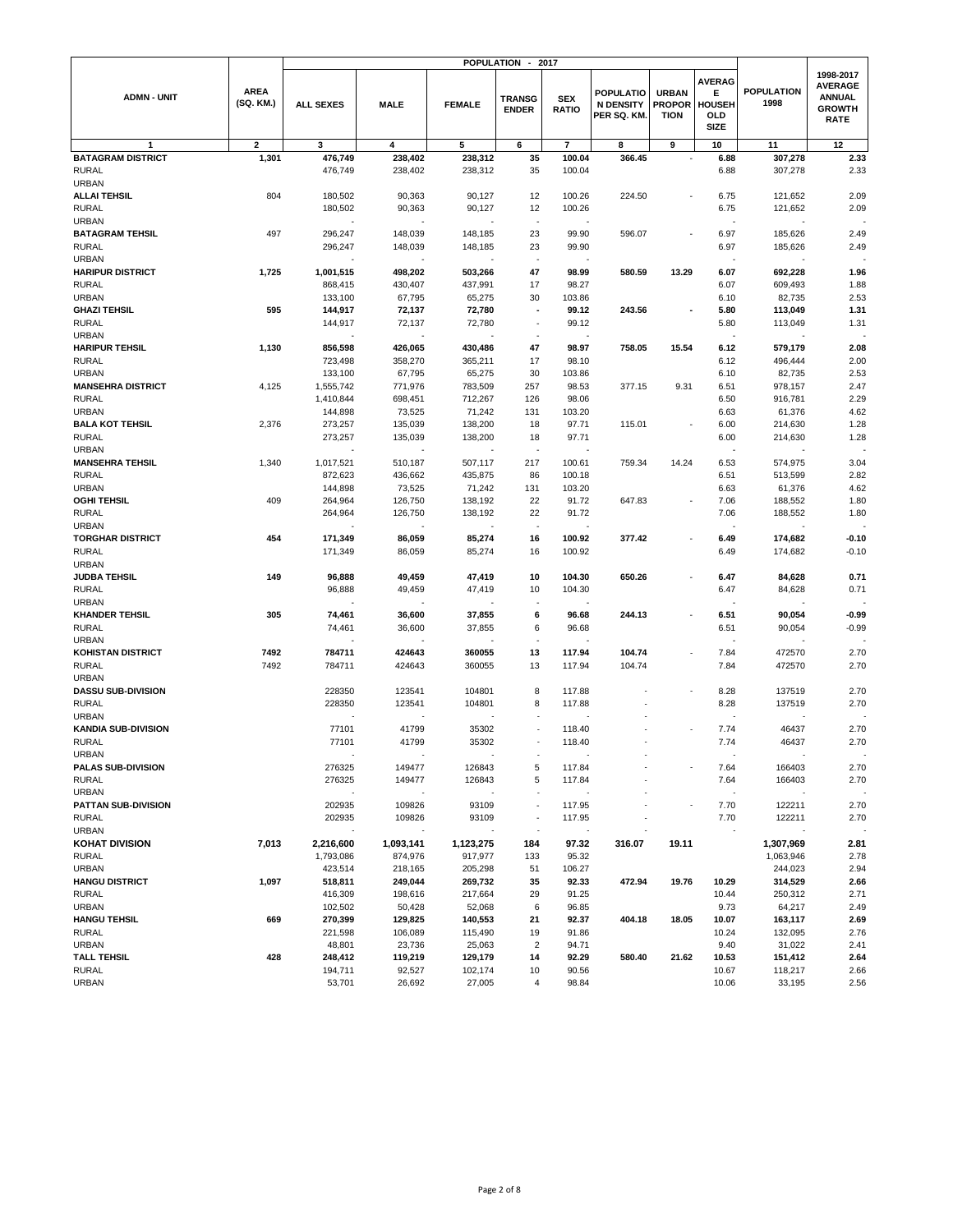| ADMN - UNIT | AREA (SQ. KM.) | POPULATION - 2017 | | | | | | | | POPULATION 1998 | 1998-2017 AVERAGE ANNUAL GROWTH RATE |
|---|---|---|---|---|---|---|---|---|---|---|---|
| | | ALL SEXES | MALE | FEMALE | TRANSGENDER | SEX RATIO | POPULATION DENSITY PER SQ. KM. | URBAN PROPORTION | AVERAGE HOUSEHOLD SIZE | | |
| 1 | 2 | 3 | 4 | 5 | 6 | 7 | 8 | 9 | 10 | 11 | 12 |
| **BATAGRAM DISTRICT** | **1,301** | **476,749** | **238,402** | **238,312** | **35** | **100.04** | **366.45** | - | **6.88** | **307,278** | **2.33** |
| RURAL | | 476,749 | 238,402 | 238,312 | 35 | 100.04 | | | 6.88 | 307,278 | 2.33 |
| URBAN | | | | | | | | | | | |
| **ALLAI TEHSIL** | 804 | 180,502 | 90,363 | 90,127 | 12 | 100.26 | 224.50 | - | 6.75 | 121,652 | 2.09 |
| RURAL | | 180,502 | 90,363 | 90,127 | 12 | 100.26 | | | 6.75 | 121,652 | 2.09 |
| URBAN | | - | - | - | - | - | | | - | - | - |
| **BATAGRAM TEHSIL** | 497 | 296,247 | 148,039 | 148,185 | 23 | 99.90 | 596.07 | - | 6.97 | 185,626 | 2.49 |
| RURAL | | 296,247 | 148,039 | 148,185 | 23 | 99.90 | | | 6.97 | 185,626 | 2.49 |
| URBAN | | - | - | - | - | - | | | - | - | - |
| **HARIPUR DISTRICT** | **1,725** | **1,001,515** | **498,202** | **503,266** | **47** | **98.99** | **580.59** | **13.29** | **6.07** | **692,228** | **1.96** |
| RURAL | | 868,415 | 430,407 | 437,991 | 17 | 98.27 | | | 6.07 | 609,493 | 1.88 |
| URBAN | | 133,100 | 67,795 | 65,275 | 30 | 103.86 | | | 6.10 | 82,735 | 2.53 |
| **GHAZI TEHSIL** | **595** | **144,917** | **72,137** | **72,780** | **-** | **99.12** | **243.56** | **-** | **5.80** | **113,049** | **1.31** |
| RURAL | | 144,917 | 72,137 | 72,780 | - | 99.12 | | | 5.80 | 113,049 | 1.31 |
| URBAN | | - | - | - | - | - | | | - | - | - |
| **HARIPUR TEHSIL** | **1,130** | **856,598** | **426,065** | **430,486** | **47** | **98.97** | **758.05** | **15.54** | **6.12** | **579,179** | **2.08** |
| RURAL | | 723,498 | 358,270 | 365,211 | 17 | 98.10 | | | 6.12 | 496,444 | 2.00 |
| URBAN | | 133,100 | 67,795 | 65,275 | 30 | 103.86 | | | 6.10 | 82,735 | 2.53 |
| **MANSEHRA DISTRICT** | 4,125 | 1,555,742 | 771,976 | 783,509 | 257 | 98.53 | 377.15 | 9.31 | 6.51 | 978,157 | 2.47 |
| RURAL | | 1,410,844 | 698,451 | 712,267 | 126 | 98.06 | | | 6.50 | 916,781 | 2.29 |
| URBAN | | 144,898 | 73,525 | 71,242 | 131 | 103.20 | | | 6.63 | 61,376 | 4.62 |
| **BALA KOT TEHSIL** | 2,376 | 273,257 | 135,039 | 138,200 | 18 | 97.71 | 115.01 | - | 6.00 | 214,630 | 1.28 |
| RURAL | | 273,257 | 135,039 | 138,200 | 18 | 97.71 | | | 6.00 | 214,630 | 1.28 |
| URBAN | | - | - | - | - | - | | | - | - | - |
| **MANSEHRA TEHSIL** | 1,340 | 1,017,521 | 510,187 | 507,117 | 217 | 100.61 | 759.34 | 14.24 | 6.53 | 574,975 | 3.04 |
| RURAL | | 872,623 | 436,662 | 435,875 | 86 | 100.18 | | | 6.51 | 513,599 | 2.82 |
| URBAN | | 144,898 | 73,525 | 71,242 | 131 | 103.20 | | | 6.63 | 61,376 | 4.62 |
| **OGHI TEHSIL** | 409 | 264,964 | 126,750 | 138,192 | 22 | 91.72 | 647.83 | - | 7.06 | 188,552 | 1.80 |
| RURAL | | 264,964 | 126,750 | 138,192 | 22 | 91.72 | | | 7.06 | 188,552 | 1.80 |
| URBAN | | - | - | - | - | - | | | - | - | - |
| **TORGHAR DISTRICT** | **454** | **171,349** | **86,059** | **85,274** | **16** | **100.92** | **377.42** | - | **6.49** | **174,682** | **-0.10** |
| RURAL | | 171,349 | 86,059 | 85,274 | 16 | 100.92 | | | 6.49 | 174,682 | -0.10 |
| URBAN | | | | | | | | | | | |
| **JUDBA TEHSIL** | **149** | **96,888** | **49,459** | **47,419** | **10** | **104.30** | **650.26** | - | **6.47** | **84,628** | **0.71** |
| RURAL | | 96,888 | 49,459 | 47,419 | 10 | 104.30 | | | 6.47 | 84,628 | 0.71 |
| URBAN | | - | - | - | - | - | | | - | - | - |
| **KHANDER TEHSIL** | **305** | **74,461** | **36,600** | **37,855** | **6** | **96.68** | **244.13** | - | **6.51** | **90,054** | **-0.99** |
| RURAL | | 74,461 | 36,600 | 37,855 | 6 | 96.68 | | | 6.51 | 90,054 | -0.99 |
| URBAN | | - | - | - | - | - | | | - | - | - |
| **KOHISTAN DISTRICT** | **7492** | **784711** | **424643** | **360055** | **13** | **117.94** | **104.74** | - | 7.84 | 472570 | 2.70 |
| RURAL | 7492 | 784711 | 424643 | 360055 | 13 | 117.94 | 104.74 | - | 7.84 | 472570 | 2.70 |
| URBAN | | | | | | | | | | | |
| **DASSU SUB-DIVISION** | | 228350 | 123541 | 104801 | 8 | 117.88 | - | - | 8.28 | 137519 | 2.70 |
| RURAL | | 228350 | 123541 | 104801 | 8 | 117.88 | - | | 8.28 | 137519 | 2.70 |
| URBAN | | - | - | - | - | - | - | | - | - | - |
| **KANDIA SUB-DIVISION** | | 77101 | 41799 | 35302 | - | 118.40 | - | - | 7.74 | 46437 | 2.70 |
| RURAL | | 77101 | 41799 | 35302 | - | 118.40 | - | | 7.74 | 46437 | 2.70 |
| URBAN | | - | - | - | - | - | - | | - | - | - |
| **PALAS SUB-DIVISION** | | 276325 | 149477 | 126843 | 5 | 117.84 | - | - | 7.64 | 166403 | 2.70 |
| RURAL | | 276325 | 149477 | 126843 | 5 | 117.84 | - | | 7.64 | 166403 | 2.70 |
| URBAN | | - | - | - | - | - | - | | - | - | - |
| **PATTAN SUB-DIVISION** | | 202935 | 109826 | 93109 | - | 117.95 | - | - | 7.70 | 122211 | 2.70 |
| RURAL | | 202935 | 109826 | 93109 | - | 117.95 | - | | 7.70 | 122211 | 2.70 |
| URBAN | | - | - | - | - | - | - | | - | - | - |
| **KOHAT DIVISION** | **7,013** | **2,216,600** | **1,093,141** | **1,123,275** | **184** | **97.32** | **316.07** | **19.11** | | **1,307,969** | **2.81** |
| RURAL | | 1,793,086 | 874,976 | 917,977 | 133 | 95.32 | | | | 1,063,946 | 2.78 |
| URBAN | | 423,514 | 218,165 | 205,298 | 51 | 106.27 | | | | 244,023 | 2.94 |
| **HANGU DISTRICT** | **1,097** | **518,811** | **249,044** | **269,732** | **35** | **92.33** | **472.94** | **19.76** | **10.29** | **314,529** | **2.66** |
| RURAL | | 416,309 | 198,616 | 217,664 | 29 | 91.25 | | | 10.44 | 250,312 | 2.71 |
| URBAN | | 102,502 | 50,428 | 52,068 | 6 | 96.85 | | | 9.73 | 64,217 | 2.49 |
| **HANGU TEHSIL** | **669** | **270,399** | **129,825** | **140,553** | **21** | **92.37** | **404.18** | **18.05** | **10.07** | **163,117** | **2.69** |
| RURAL | | 221,598 | 106,089 | 115,490 | 19 | 91.86 | | | 10.24 | 132,095 | 2.76 |
| URBAN | | 48,801 | 23,736 | 25,063 | 2 | 94.71 | | | 9.40 | 31,022 | 2.41 |
| **TALL TEHSIL** | **428** | **248,412** | **119,219** | **129,179** | **14** | **92.29** | **580.40** | **21.62** | **10.53** | **151,412** | **2.64** |
| RURAL | | 194,711 | 92,527 | 102,174 | 10 | 90.56 | | | 10.67 | 118,217 | 2.66 |
| URBAN | | 53,701 | 26,692 | 27,005 | 4 | 98.84 | | | 10.06 | 33,195 | 2.56 |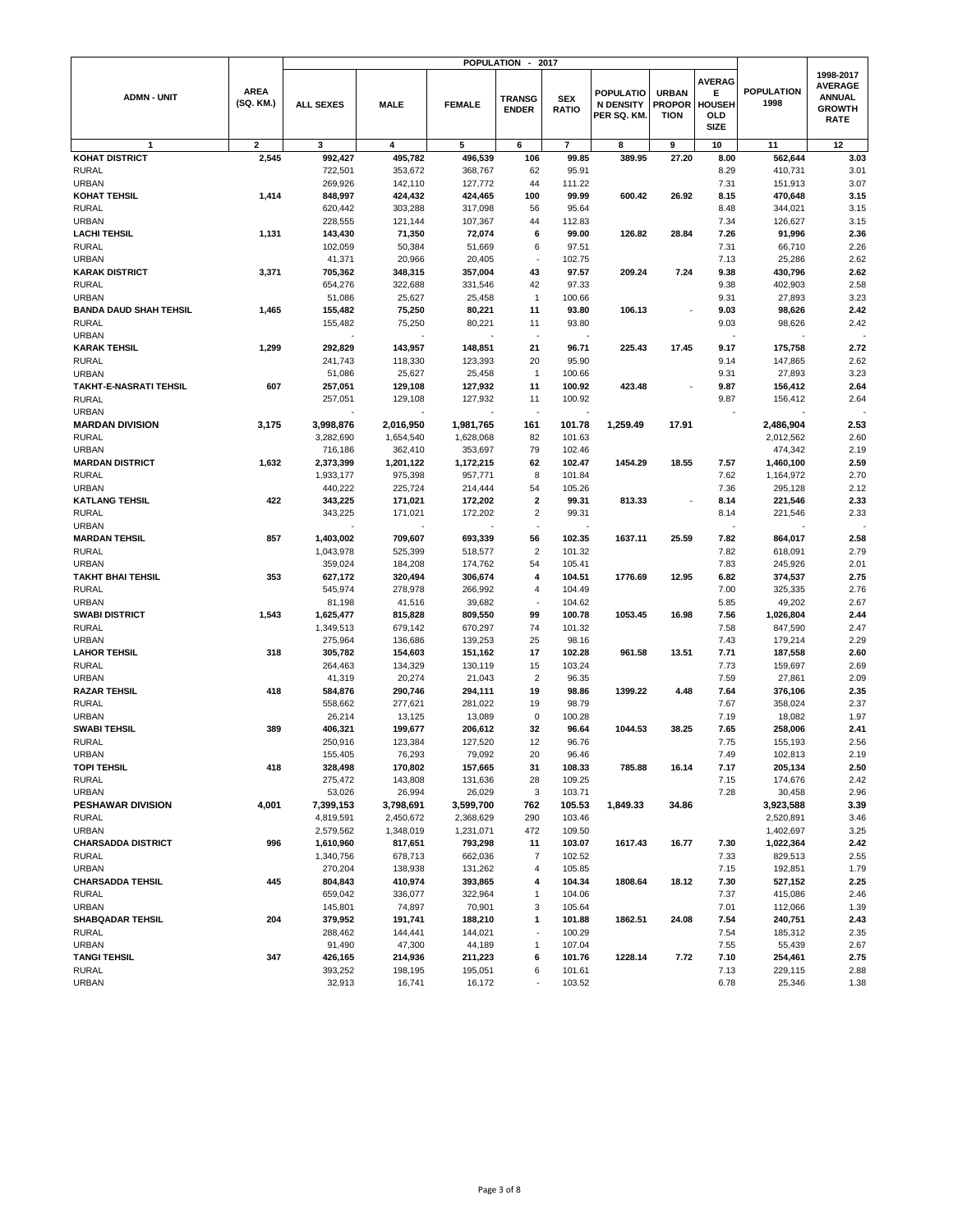| ADMN - UNIT | AREA (SQ. KM.) | POPULATION - 2017 | | | | | | | | POPULATION 1998 | 1998-2017 AVERAGE ANNUAL GROWTH RATE |
|---|---|---|---|---|---|---|---|---|---|---|---|
| | | ALL SEXES | MALE | FEMALE | TRANSGENDER | SEX RATIO | POPULATION DENSITY PER SQ. KM. | URBAN PROPORTION | AVERAGE HOUSEHOLD SIZE | | |
| 1 | 2 | 3 | 4 | 5 | 6 | 7 | 8 | 9 | 10 | 11 | 12 |
| **KOHAT DISTRICT** | **2,545** | **992,427** | **495,782** | **496,539** | **106** | **99.85** | **389.95** | **27.20** | **8.00** | **562,644** | **3.03** |
| RURAL | | 722,501 | 353,672 | 368,767 | 62 | 95.91 | | | 8.29 | 410,731 | 3.01 |
| URBAN | | 269,926 | 142,110 | 127,772 | 44 | 111.22 | | | 7.31 | 151,913 | 3.07 |
| **KOHAT TEHSIL** | **1,414** | **848,997** | **424,432** | **424,465** | **100** | **99.99** | **600.42** | **26.92** | **8.15** | **470,648** | **3.15** |
| RURAL | | 620,442 | 303,288 | 317,098 | 56 | 95.64 | | | 8.48 | 344,021 | 3.15 |
| URBAN | | 228,555 | 121,144 | 107,367 | 44 | 112.83 | | | 7.34 | 126,627 | 3.15 |
| **LACHI TEHSIL** | **1,131** | **143,430** | **71,350** | **72,074** | **6** | **99.00** | **126.82** | **28.84** | **7.26** | **91,996** | **2.36** |
| RURAL | | 102,059 | 50,384 | 51,669 | 6 | 97.51 | | | 7.31 | 66,710 | 2.26 |
| URBAN | | 41,371 | 20,966 | 20,405 | - | 102.75 | | | 7.13 | 25,286 | 2.62 |
| **KARAK DISTRICT** | **3,371** | **705,362** | **348,315** | **357,004** | **43** | **97.57** | **209.24** | **7.24** | **9.38** | **430,796** | **2.62** |
| RURAL | | 654,276 | 322,688 | 331,546 | 42 | 97.33 | | | 9.38 | 402,903 | 2.58 |
| URBAN | | 51,086 | 25,627 | 25,458 | 1 | 100.66 | | | 9.31 | 27,893 | 3.23 |
| **BANDA DAUD SHAH TEHSIL** | **1,465** | **155,482** | **75,250** | **80,221** | **11** | **93.80** | **106.13** | **-** | **9.03** | **98,626** | **2.42** |
| RURAL | | 155,482 | 75,250 | 80,221 | 11 | 93.80 | | | 9.03 | 98,626 | 2.42 |
| URBAN | | - | - | - | - | - | | | - | - | - |
| **KARAK TEHSIL** | **1,299** | **292,829** | **143,957** | **148,851** | **21** | **96.71** | **225.43** | **17.45** | **9.17** | **175,758** | **2.72** |
| RURAL | | 241,743 | 118,330 | 123,393 | 20 | 95.90 | | | 9.14 | 147,865 | 2.62 |
| URBAN | | 51,086 | 25,627 | 25,458 | 1 | 100.66 | | | 9.31 | 27,893 | 3.23 |
| **TAKHT-E-NASRATI TEHSIL** | **607** | **257,051** | **129,108** | **127,932** | **11** | **100.92** | **423.48** | **-** | **9.87** | **156,412** | **2.64** |
| RURAL | | 257,051 | 129,108 | 127,932 | 11 | 100.92 | | | 9.87 | 156,412 | 2.64 |
| URBAN | | - | - | - | - | - | | | - | - | - |
| **MARDAN DIVISION** | **3,175** | **3,998,876** | **2,016,950** | **1,981,765** | **161** | **101.78** | **1,259.49** | **17.91** | | **2,486,904** | **2.53** |
| RURAL | | 3,282,690 | 1,654,540 | 1,628,068 | 82 | 101.63 | | | | 2,012,562 | 2.60 |
| URBAN | | 716,186 | 362,410 | 353,697 | 79 | 102.46 | | | | 474,342 | 2.19 |
| **MARDAN DISTRICT** | **1,632** | **2,373,399** | **1,201,122** | **1,172,215** | **62** | **102.47** | **1454.29** | **18.55** | **7.57** | **1,460,100** | **2.59** |
| RURAL | | 1,933,177 | 975,398 | 957,771 | 8 | 101.84 | | | 7.62 | 1,164,972 | 2.70 |
| URBAN | | 440,222 | 225,724 | 214,444 | 54 | 105.26 | | | 7.36 | 295,128 | 2.12 |
| **KATLANG TEHSIL** | **422** | **343,225** | **171,021** | **172,202** | **2** | **99.31** | **813.33** | **-** | **8.14** | **221,546** | **2.33** |
| RURAL | | 343,225 | 171,021 | 172,202 | 2 | 99.31 | | | 8.14 | 221,546 | 2.33 |
| URBAN | | - | - | - | - | - | | | - | - | - |
| **MARDAN TEHSIL** | **857** | **1,403,002** | **709,607** | **693,339** | **56** | **102.35** | **1637.11** | **25.59** | **7.82** | **864,017** | **2.58** |
| RURAL | | 1,043,978 | 525,399 | 518,577 | 2 | 101.32 | | | 7.82 | 618,091 | 2.79 |
| URBAN | | 359,024 | 184,208 | 174,762 | 54 | 105.41 | | | 7.83 | 245,926 | 2.01 |
| **TAKHT BHAI TEHSIL** | **353** | **627,172** | **320,494** | **306,674** | **4** | **104.51** | **1776.69** | **12.95** | **6.82** | **374,537** | **2.75** |
| RURAL | | 545,974 | 278,978 | 266,992 | 4 | 104.49 | | | 7.00 | 325,335 | 2.76 |
| URBAN | | 81,198 | 41,516 | 39,682 | - | 104.62 | | | 5.85 | 49,202 | 2.67 |
| **SWABI DISTRICT** | **1,543** | **1,625,477** | **815,828** | **809,550** | **99** | **100.78** | **1053.45** | **16.98** | **7.56** | **1,026,804** | **2.44** |
| RURAL | | 1,349,513 | 679,142 | 670,297 | 74 | 101.32 | | | 7.58 | 847,590 | 2.47 |
| URBAN | | 275,964 | 136,686 | 139,253 | 25 | 98.16 | | | 7.43 | 179,214 | 2.29 |
| **LAHOR TEHSIL** | **318** | **305,782** | **154,603** | **151,162** | **17** | **102.28** | **961.58** | **13.51** | **7.71** | **187,558** | **2.60** |
| RURAL | | 264,463 | 134,329 | 130,119 | 15 | 103.24 | | | 7.73 | 159,697 | 2.69 |
| URBAN | | 41,319 | 20,274 | 21,043 | 2 | 96.35 | | | 7.59 | 27,861 | 2.09 |
| **RAZAR TEHSIL** | **418** | **584,876** | **290,746** | **294,111** | **19** | **98.86** | **1399.22** | **4.48** | **7.64** | **376,106** | **2.35** |
| RURAL | | 558,662 | 277,621 | 281,022 | 19 | 98.79 | | | 7.67 | 358,024 | 2.37 |
| URBAN | | 26,214 | 13,125 | 13,089 | 0 | 100.28 | | | 7.19 | 18,082 | 1.97 |
| **SWABI TEHSIL** | **389** | **406,321** | **199,677** | **206,612** | **32** | **96.64** | **1044.53** | **38.25** | **7.65** | **258,006** | **2.41** |
| RURAL | | 250,916 | 123,384 | 127,520 | 12 | 96.76 | | | 7.75 | 155,193 | 2.56 |
| URBAN | | 155,405 | 76,293 | 79,092 | 20 | 96.46 | | | 7.49 | 102,813 | 2.19 |
| **TOPI TEHSIL** | **418** | **328,498** | **170,802** | **157,665** | **31** | **108.33** | **785.88** | **16.14** | **7.17** | **205,134** | **2.50** |
| RURAL | | 275,472 | 143,808 | 131,636 | 28 | 109.25 | | | 7.15 | 174,676 | 2.42 |
| URBAN | | 53,026 | 26,994 | 26,029 | 3 | 103.71 | | | 7.28 | 30,458 | 2.96 |
| **PESHAWAR DIVISION** | **4,001** | **7,399,153** | **3,798,691** | **3,599,700** | **762** | **105.53** | **1,849.33** | **34.86** | | **3,923,588** | **3.39** |
| RURAL | | 4,819,591 | 2,450,672 | 2,368,629 | 290 | 103.46 | | | | 2,520,891 | 3.46 |
| URBAN | | 2,579,562 | 1,348,019 | 1,231,071 | 472 | 109.50 | | | | 1,402,697 | 3.25 |
| **CHARSADDA DISTRICT** | **996** | **1,610,960** | **817,651** | **793,298** | **11** | **103.07** | **1617.43** | **16.77** | **7.30** | **1,022,364** | **2.42** |
| RURAL | | 1,340,756 | 678,713 | 662,036 | 7 | 102.52 | | | 7.33 | 829,513 | 2.55 |
| URBAN | | 270,204 | 138,938 | 131,262 | 4 | 105.85 | | | 7.15 | 192,851 | 1.79 |
| **CHARSADDA TEHSIL** | **445** | **804,843** | **410,974** | **393,865** | **4** | **104.34** | **1808.64** | **18.12** | **7.30** | **527,152** | **2.25** |
| RURAL | | 659,042 | 336,077 | 322,964 | 1 | 104.06 | | | 7.37 | 415,086 | 2.46 |
| URBAN | | 145,801 | 74,897 | 70,901 | 3 | 105.64 | | | 7.01 | 112,066 | 1.39 |
| **SHABQADAR TEHSIL** | **204** | **379,952** | **191,741** | **188,210** | **1** | **101.88** | **1862.51** | **24.08** | **7.54** | **240,751** | **2.43** |
| RURAL | | 288,462 | 144,441 | 144,021 | - | 100.29 | | | 7.54 | 185,312 | 2.35 |
| URBAN | | 91,490 | 47,300 | 44,189 | 1 | 107.04 | | | 7.55 | 55,439 | 2.67 |
| **TANGI TEHSIL** | **347** | **426,165** | **214,936** | **211,223** | **6** | **101.76** | **1228.14** | **7.72** | **7.10** | **254,461** | **2.75** |
| RURAL | | 393,252 | 198,195 | 195,051 | 6 | 101.61 | | | 7.13 | 229,115 | 2.88 |
| URBAN | | 32,913 | 16,741 | 16,172 | - | 103.52 | | | 6.78 | 25,346 | 1.38 |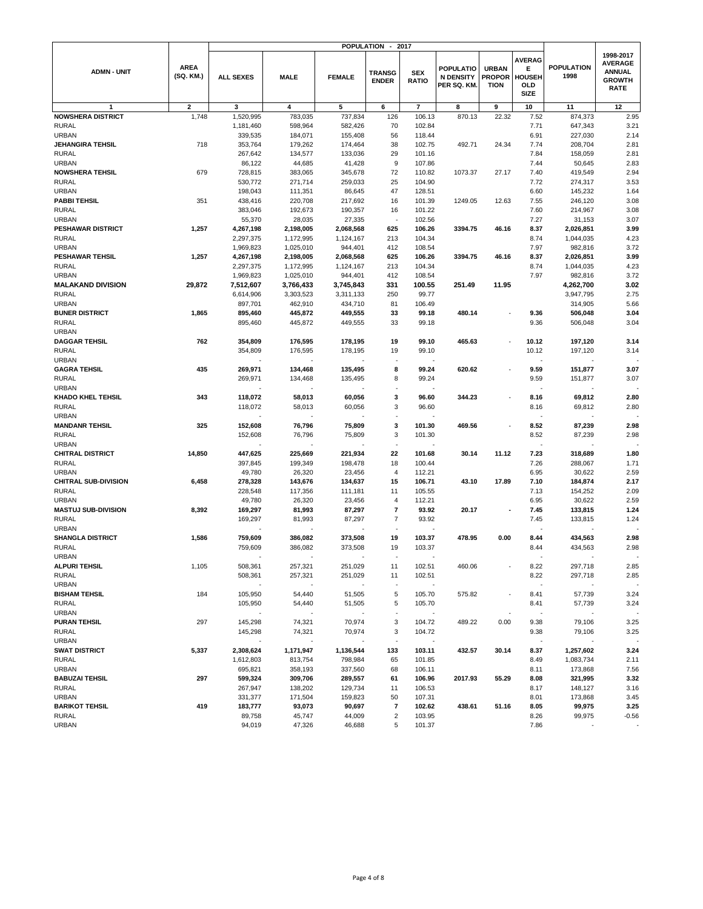| ADMN - UNIT | AREA (SQ. KM.) | POPULATION - 2017 | | | | | | | | POPULATION 1998 | 1998-2017 AVERAGE ANNUAL GROWTH RATE |
|---|---|---|---|---|---|---|---|---|---|---|---|
| | | ALL SEXES | MALE | FEMALE | TRANSGENDER | SEX RATIO | POPULATION DENSITY PER SQ. KM. | URBAN PROPORTION | AVERAGE HOUSEHOLD SIZE | | |
| 1 | 2 | 3 | 4 | 5 | 6 | 7 | 8 | 9 | 10 | 11 | 12 |
| NOWSHERA DISTRICT | 1,748 | 1,520,995 | 783,035 | 737,834 | 126 | 106.13 | 870.13 | 22.32 | 7.52 | 874,373 | 2.95 |
| RURAL | | 1,181,460 | 598,964 | 582,426 | 70 | 102.84 | | | 7.71 | 647,343 | 3.21 |
| URBAN | | 339,535 | 184,071 | 155,408 | 56 | 118.44 | | | 6.91 | 227,030 | 2.14 |
| JEHANGIRA TEHSIL | 718 | 353,764 | 179,262 | 174,464 | 38 | 102.75 | 492.71 | 24.34 | 7.74 | 208,704 | 2.81 |
| RURAL | | 267,642 | 134,577 | 133,036 | 29 | 101.16 | | | 7.84 | 158,059 | 2.81 |
| URBAN | | 86,122 | 44,685 | 41,428 | 9 | 107.86 | | | 7.44 | 50,645 | 2.83 |
| NOWSHERA TEHSIL | 679 | 728,815 | 383,065 | 345,678 | 72 | 110.82 | 1073.37 | 27.17 | 7.40 | 419,549 | 2.94 |
| RURAL | | 530,772 | 271,714 | 259,033 | 25 | 104.90 | | | 7.72 | 274,317 | 3.53 |
| URBAN | | 198,043 | 111,351 | 86,645 | 47 | 128.51 | | | 6.60 | 145,232 | 1.64 |
| PABBI TEHSIL | 351 | 438,416 | 220,708 | 217,692 | 16 | 101.39 | 1249.05 | 12.63 | 7.55 | 246,120 | 3.08 |
| RURAL | | 383,046 | 192,673 | 190,357 | 16 | 101.22 | | | 7.60 | 214,967 | 3.08 |
| URBAN | | 55,370 | 28,035 | 27,335 | - | 102.56 | | | 7.27 | 31,153 | 3.07 |
| PESHAWAR DISTRICT | 1,257 | 4,267,198 | 2,198,005 | 2,068,568 | 625 | 106.26 | 3394.75 | 46.16 | 8.37 | 2,026,851 | 3.99 |
| RURAL | | 2,297,375 | 1,172,995 | 1,124,167 | 213 | 104.34 | | | 8.74 | 1,044,035 | 4.23 |
| URBAN | | 1,969,823 | 1,025,010 | 944,401 | 412 | 108.54 | | | 7.97 | 982,816 | 3.72 |
| PESHAWAR TEHSIL | 1,257 | 4,267,198 | 2,198,005 | 2,068,568 | 625 | 106.26 | 3394.75 | 46.16 | 8.37 | 2,026,851 | 3.99 |
| RURAL | | 2,297,375 | 1,172,995 | 1,124,167 | 213 | 104.34 | | | 8.74 | 1,044,035 | 4.23 |
| URBAN | | 1,969,823 | 1,025,010 | 944,401 | 412 | 108.54 | | | 7.97 | 982,816 | 3.72 |
| MALAKAND DIVISION | 29,872 | 7,512,607 | 3,766,433 | 3,745,843 | 331 | 100.55 | 251.49 | 11.95 | | 4,262,700 | 3.02 |
| RURAL | | 6,614,906 | 3,303,523 | 3,311,133 | 250 | 99.77 | | | | 3,947,795 | 2.75 |
| URBAN | | 897,701 | 462,910 | 434,710 | 81 | 106.49 | | | | 314,905 | 5.66 |
| BUNER DISTRICT | 1,865 | 895,460 | 445,872 | 449,555 | 33 | 99.18 | 480.14 | - | 9.36 | 506,048 | 3.04 |
| RURAL | | 895,460 | 445,872 | 449,555 | 33 | 99.18 | | | 9.36 | 506,048 | 3.04 |
| URBAN | | | | | | | | | | | |
| DAGGAR TEHSIL | 762 | 354,809 | 176,595 | 178,195 | 19 | 99.10 | 465.63 | - | 10.12 | 197,120 | 3.14 |
| RURAL | | 354,809 | 176,595 | 178,195 | 19 | 99.10 | | | 10.12 | 197,120 | 3.14 |
| URBAN | | - | - | - | - | - | | | - | - | - |
| GAGRA TEHSIL | 435 | 269,971 | 134,468 | 135,495 | 8 | 99.24 | 620.62 | - | 9.59 | 151,877 | 3.07 |
| RURAL | | 269,971 | 134,468 | 135,495 | 8 | 99.24 | | | 9.59 | 151,877 | 3.07 |
| URBAN | | - | - | - | - | - | | | - | - | - |
| KHADO KHEL TEHSIL | 343 | 118,072 | 58,013 | 60,056 | 3 | 96.60 | 344.23 | - | 8.16 | 69,812 | 2.80 |
| RURAL | | 118,072 | 58,013 | 60,056 | 3 | 96.60 | | | 8.16 | 69,812 | 2.80 |
| URBAN | | - | - | - | - | - | | | - | - | - |
| MANDANR TEHSIL | 325 | 152,608 | 76,796 | 75,809 | 3 | 101.30 | 469.56 | - | 8.52 | 87,239 | 2.98 |
| RURAL | | 152,608 | 76,796 | 75,809 | 3 | 101.30 | | | 8.52 | 87,239 | 2.98 |
| URBAN | | - | - | - | - | - | | | - | - | - |
| CHITRAL DISTRICT | 14,850 | 447,625 | 225,669 | 221,934 | 22 | 101.68 | 30.14 | 11.12 | 7.23 | 318,689 | 1.80 |
| RURAL | | 397,845 | 199,349 | 198,478 | 18 | 100.44 | | | 7.26 | 288,067 | 1.71 |
| URBAN | | 49,780 | 26,320 | 23,456 | 4 | 112.21 | | | 6.95 | 30,622 | 2.59 |
| CHITRAL SUB-DIVISION | 6,458 | 278,328 | 143,676 | 134,637 | 15 | 106.71 | 43.10 | 17.89 | 7.10 | 184,874 | 2.17 |
| RURAL | | 228,548 | 117,356 | 111,181 | 11 | 105.55 | | | 7.13 | 154,252 | 2.09 |
| URBAN | | 49,780 | 26,320 | 23,456 | 4 | 112.21 | | | 6.95 | 30,622 | 2.59 |
| MASTUJ SUB-DIVISION | 8,392 | 169,297 | 81,993 | 87,297 | 7 | 93.92 | 20.17 | - | 7.45 | 133,815 | 1.24 |
| RURAL | | 169,297 | 81,993 | 87,297 | 7 | 93.92 | | | 7.45 | 133,815 | 1.24 |
| URBAN | | - | - | - | - | - | | | - | - | - |
| SHANGLA DISTRICT | 1,586 | 759,609 | 386,082 | 373,508 | 19 | 103.37 | 478.95 | 0.00 | 8.44 | 434,563 | 2.98 |
| RURAL | | 759,609 | 386,082 | 373,508 | 19 | 103.37 | | | 8.44 | 434,563 | 2.98 |
| URBAN | | - | - | - | - | - | | | - | - | - |
| ALPURI TEHSIL | 1,105 | 508,361 | 257,321 | 251,029 | 11 | 102.51 | 460.06 | - | 8.22 | 297,718 | 2.85 |
| RURAL | | 508,361 | 257,321 | 251,029 | 11 | 102.51 | | | 8.22 | 297,718 | 2.85 |
| URBAN | | - | - | - | - | - | | | - | - | - |
| BISHAM TEHSIL | 184 | 105,950 | 54,440 | 51,505 | 5 | 105.70 | 575.82 | - | 8.41 | 57,739 | 3.24 |
| RURAL | | 105,950 | 54,440 | 51,505 | 5 | 105.70 | | | 8.41 | 57,739 | 3.24 |
| URBAN | | - | - | - | - | - | | - | - | - | - |
| PURAN TEHSIL | 297 | 145,298 | 74,321 | 70,974 | 3 | 104.72 | 489.22 | 0.00 | 9.38 | 79,106 | 3.25 |
| RURAL | | 145,298 | 74,321 | 70,974 | 3 | 104.72 | | | 9.38 | 79,106 | 3.25 |
| URBAN | | - | - | - | - | - | | | - | - | - |
| SWAT DISTRICT | 5,337 | 2,308,624 | 1,171,947 | 1,136,544 | 133 | 103.11 | 432.57 | 30.14 | 8.37 | 1,257,602 | 3.24 |
| RURAL | | 1,612,803 | 813,754 | 798,984 | 65 | 101.85 | | | 8.49 | 1,083,734 | 2.11 |
| URBAN | | 695,821 | 358,193 | 337,560 | 68 | 106.11 | | | 8.11 | 173,868 | 7.56 |
| BABUZAI TEHSIL | 297 | 599,324 | 309,706 | 289,557 | 61 | 106.96 | 2017.93 | 55.29 | 8.08 | 321,995 | 3.32 |
| RURAL | | 267,947 | 138,202 | 129,734 | 11 | 106.53 | | | 8.17 | 148,127 | 3.16 |
| URBAN | | 331,377 | 171,504 | 159,823 | 50 | 107.31 | | | 8.01 | 173,868 | 3.45 |
| BARIKOT TEHSIL | 419 | 183,777 | 93,073 | 90,697 | 7 | 102.62 | 438.61 | 51.16 | 8.05 | 99,975 | 3.25 |
| RURAL | | 89,758 | 45,747 | 44,009 | 2 | 103.95 | | | 8.26 | 99,975 | -0.56 |
| URBAN | | 94,019 | 47,326 | 46,688 | 5 | 101.37 | | | 7.86 | - | - |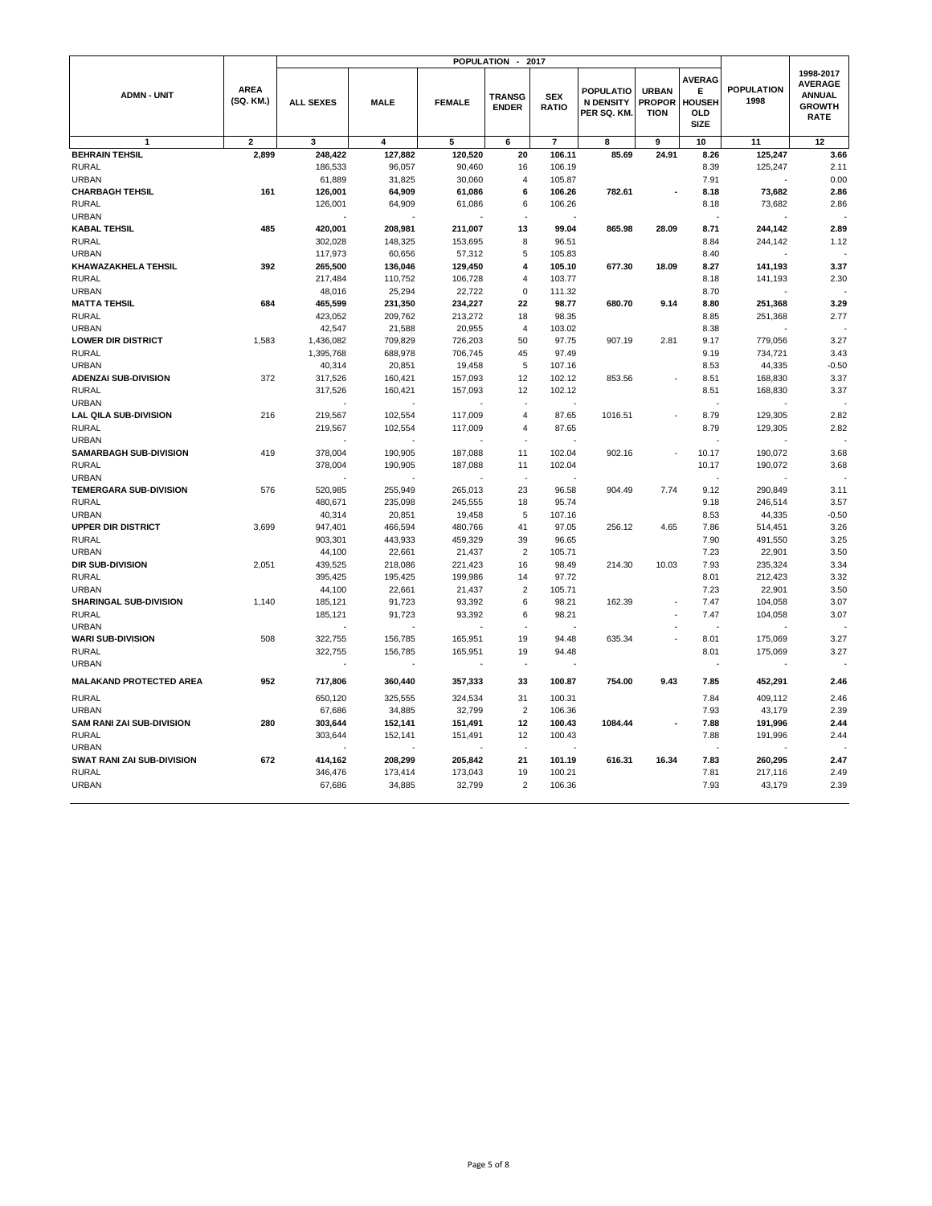| ADMN - UNIT | AREA (SQ. KM.) | POPULATION - 2017 | | | | | | | | POPULATION 1998 | 1998-2017 AVERAGE ANNUAL GROWTH RATE |
|---|---|---|---|---|---|---|---|---|---|---|---|
| | | ALL SEXES | MALE | FEMALE | TRANSGENDER | SEX RATIO | POPULATION DENSITY PER SQ. KM. | URBAN PROPORTION | AVERAGE HOUSEHOLD SIZE | | |
| 1 | 2 | 3 | 4 | 5 | 6 | 7 | 8 | 9 | 10 | 11 | 12 |
| **BEHRAIN TEHSIL** | **2,899** | **248,422** | **127,882** | **120,520** | **20** | **106.11** | **85.69** | **24.91** | **8.26** | **125,247** | **3.66** |
| RURAL | | 186,533 | 96,057 | 90,460 | 16 | 106.19 | | | 8.39 | 125,247 | 2.11 |
| URBAN | | 61,889 | 31,825 | 30,060 | 4 | 105.87 | | | 7.91 | - | 0.00 |
| **CHARBAGH TEHSIL** | **161** | **126,001** | **64,909** | **61,086** | **6** | **106.26** | **782.61** | **-** | **8.18** | **73,682** | **2.86** |
| RURAL | | 126,001 | 64,909 | 61,086 | 6 | 106.26 | | | 8.18 | 73,682 | 2.86 |
| URBAN | | - | - | - | - | - | | | - | - | - |
| **KABAL TEHSIL** | **485** | **420,001** | **208,981** | **211,007** | **13** | **99.04** | **865.98** | **28.09** | **8.71** | **244,142** | **2.89** |
| RURAL | | 302,028 | 148,325 | 153,695 | 8 | 96.51 | | | 8.84 | 244,142 | 1.12 |
| URBAN | | 117,973 | 60,656 | 57,312 | 5 | 105.83 | | | 8.40 | - | - |
| **KHAWAZAKHELA TEHSIL** | **392** | **265,500** | **136,046** | **129,450** | **4** | **105.10** | **677.30** | **18.09** | **8.27** | **141,193** | **3.37** |
| RURAL | | 217,484 | 110,752 | 106,728 | 4 | 103.77 | | | 8.18 | 141,193 | 2.30 |
| URBAN | | 48,016 | 25,294 | 22,722 | 0 | 111.32 | | | 8.70 | - | - |
| **MATTA TEHSIL** | **684** | **465,599** | **231,350** | **234,227** | **22** | **98.77** | **680.70** | **9.14** | **8.80** | **251,368** | **3.29** |
| RURAL | | 423,052 | 209,762 | 213,272 | 18 | 98.35 | | | 8.85 | 251,368 | 2.77 |
| URBAN | | 42,547 | 21,588 | 20,955 | 4 | 103.02 | | | 8.38 | - | - |
| **LOWER DIR DISTRICT** | 1,583 | 1,436,082 | 709,829 | 726,203 | 50 | 97.75 | 907.19 | 2.81 | 9.17 | 779,056 | 3.27 |
| RURAL | | 1,395,768 | 688,978 | 706,745 | 45 | 97.49 | | | 9.19 | 734,721 | 3.43 |
| URBAN | | 40,314 | 20,851 | 19,458 | 5 | 107.16 | | | 8.53 | 44,335 | -0.50 |
| **ADENZAI SUB-DIVISION** | 372 | 317,526 | 160,421 | 157,093 | 12 | 102.12 | 853.56 | - | 8.51 | 168,830 | 3.37 |
| RURAL | | 317,526 | 160,421 | 157,093 | 12 | 102.12 | | | 8.51 | 168,830 | 3.37 |
| URBAN | | - | - | - | - | - | | | - | - | - |
| **LAL QILA SUB-DIVISION** | 216 | 219,567 | 102,554 | 117,009 | 4 | 87.65 | 1016.51 | - | 8.79 | 129,305 | 2.82 |
| RURAL | | 219,567 | 102,554 | 117,009 | 4 | 87.65 | | | 8.79 | 129,305 | 2.82 |
| URBAN | | - | - | - | - | - | | | - | - | - |
| **SAMARBAGH SUB-DIVISION** | 419 | 378,004 | 190,905 | 187,088 | 11 | 102.04 | 902.16 | - | 10.17 | 190,072 | 3.68 |
| RURAL | | 378,004 | 190,905 | 187,088 | 11 | 102.04 | | | 10.17 | 190,072 | 3.68 |
| URBAN | | - | - | - | - | - | | | - | - | - |
| **TEMERGARA SUB-DIVISION** | 576 | 520,985 | 255,949 | 265,013 | 23 | 96.58 | 904.49 | 7.74 | 9.12 | 290,849 | 3.11 |
| RURAL | | 480,671 | 235,098 | 245,555 | 18 | 95.74 | | | 9.18 | 246,514 | 3.57 |
| URBAN | | 40,314 | 20,851 | 19,458 | 5 | 107.16 | | | 8.53 | 44,335 | -0.50 |
| **UPPER DIR DISTRICT** | 3,699 | 947,401 | 466,594 | 480,766 | 41 | 97.05 | 256.12 | 4.65 | 7.86 | 514,451 | 3.26 |
| RURAL | | 903,301 | 443,933 | 459,329 | 39 | 96.65 | | | 7.90 | 491,550 | 3.25 |
| URBAN | | 44,100 | 22,661 | 21,437 | 2 | 105.71 | | | 7.23 | 22,901 | 3.50 |
| **DIR SUB-DIVISION** | 2,051 | 439,525 | 218,086 | 221,423 | 16 | 98.49 | 214.30 | 10.03 | 7.93 | 235,324 | 3.34 |
| RURAL | | 395,425 | 195,425 | 199,986 | 14 | 97.72 | | | 8.01 | 212,423 | 3.32 |
| URBAN | | 44,100 | 22,661 | 21,437 | 2 | 105.71 | | | 7.23 | 22,901 | 3.50 |
| **SHARINGAL SUB-DIVISION** | 1,140 | 185,121 | 91,723 | 93,392 | 6 | 98.21 | 162.39 | - | 7.47 | 104,058 | 3.07 |
| RURAL | | 185,121 | 91,723 | 93,392 | 6 | 98.21 | | - | 7.47 | 104,058 | 3.07 |
| URBAN | | - | - | - | - | - | | - | - | - | - |
| **WARI SUB-DIVISION** | 508 | 322,755 | 156,785 | 165,951 | 19 | 94.48 | 635.34 | - | 8.01 | 175,069 | 3.27 |
| RURAL | | 322,755 | 156,785 | 165,951 | 19 | 94.48 | | | 8.01 | 175,069 | 3.27 |
| URBAN | | - | - | - | - | - | | | - | - | - |
| **MALAKAND PROTECTED AREA** | **952** | **717,806** | **360,440** | **357,333** | **33** | **100.87** | **754.00** | **9.43** | **7.85** | **452,291** | **2.46** |
| RURAL | | 650,120 | 325,555 | 324,534 | 31 | 100.31 | | | 7.84 | 409,112 | 2.46 |
| URBAN | | 67,686 | 34,885 | 32,799 | 2 | 106.36 | | | 7.93 | 43,179 | 2.39 |
| **SAM RANI ZAI SUB-DIVISION** | **280** | **303,644** | **152,141** | **151,491** | **12** | **100.43** | **1084.44** | **-** | **7.88** | **191,996** | **2.44** |
| RURAL | | 303,644 | 152,141 | 151,491 | 12 | 100.43 | | | 7.88 | 191,996 | 2.44 |
| URBAN | | - | - | - | - | - | | | - | - | - |
| **SWAT RANI ZAI SUB-DIVISION** | **672** | **414,162** | **208,299** | **205,842** | **21** | **101.19** | **616.31** | **16.34** | **7.83** | **260,295** | **2.47** |
| RURAL | | 346,476 | 173,414 | 173,043 | 19 | 100.21 | | | 7.81 | 217,116 | 2.49 |
| URBAN | | 67,686 | 34,885 | 32,799 | 2 | 106.36 | | | 7.93 | 43,179 | 2.39 |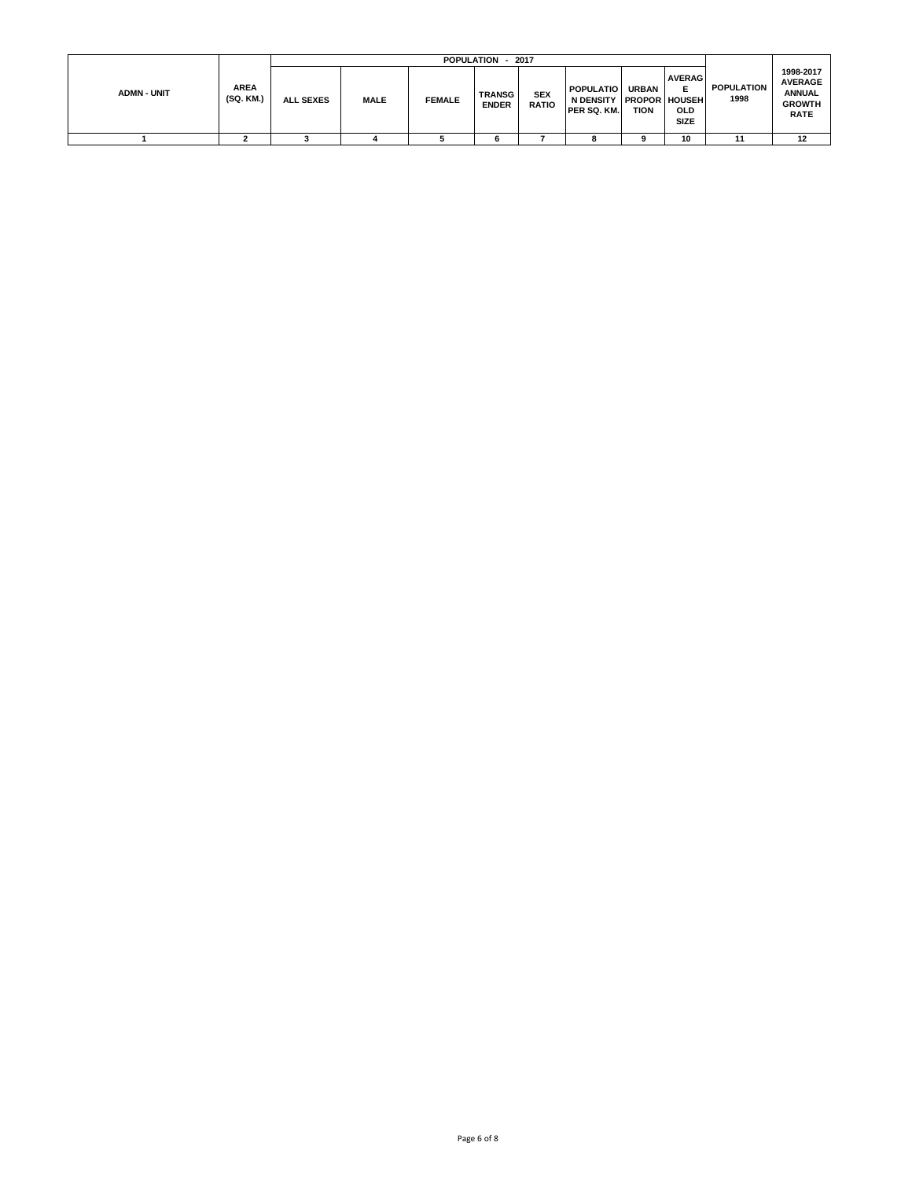| ADMN - UNIT | AREA (SQ. KM.) | POPULATION - 2017 | | | | | | | | POPULATION 1998 | 1998-2017 AVERAGE ANNUAL GROWTH RATE |
|---|---|---|---|---|---|---|---|---|---|---|---|
| | | ALL SEXES | MALE | FEMALE | TRANSGENDER | SEX RATIO | POPULATION DENSITY PER SQ. KM. | URBAN PROPORTION | AVERAGE HOUSEHOLD SIZE | | |
| 1 | 2 | 3 | 4 | 5 | 6 | 7 | 8 | 9 | 10 | 11 | 12 |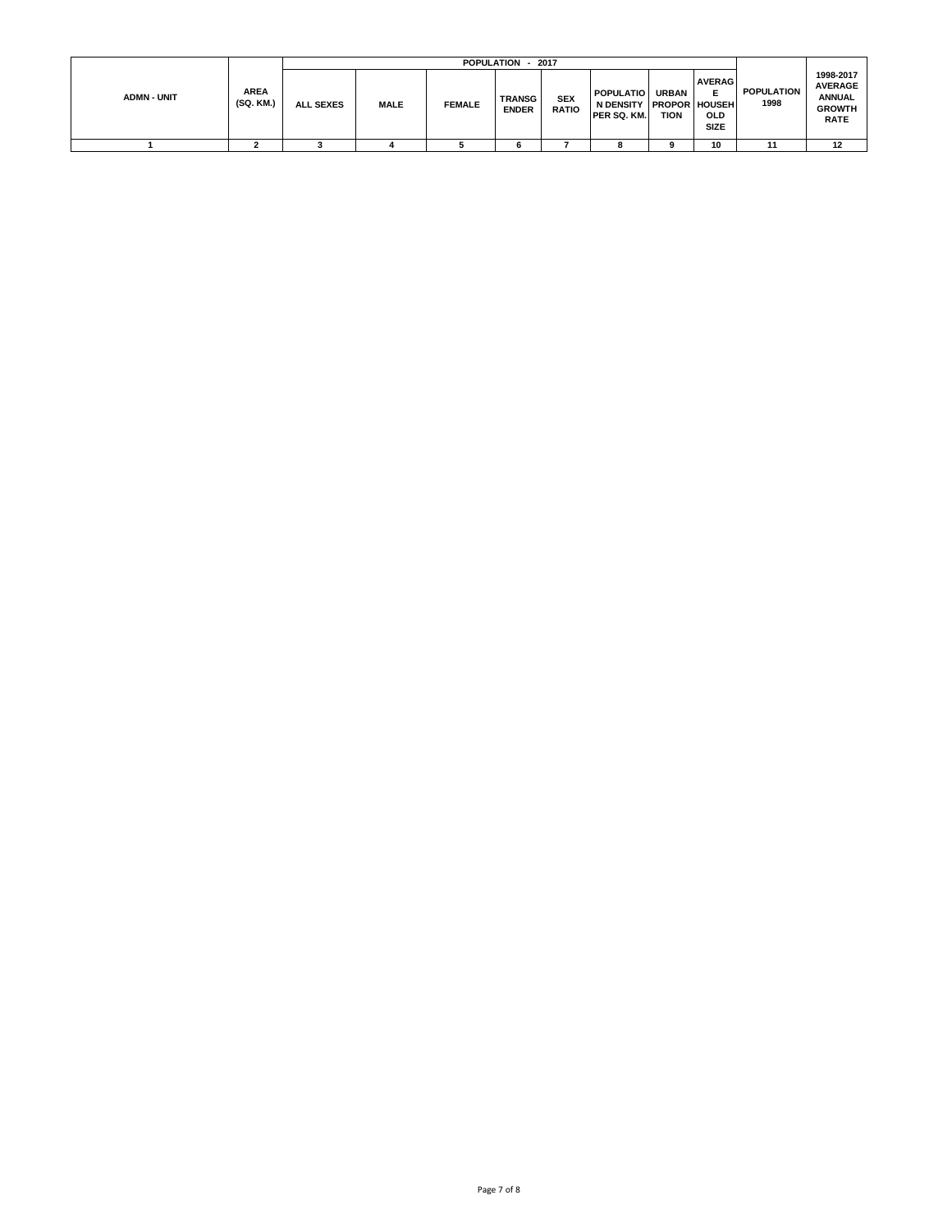| ADMN - UNIT | AREA (SQ. KM.) | POPULATION - 2017 | | | | | | | | POPULATION 1998 | 1998-2017 AVERAGE ANNUAL GROWTH RATE |
|---|---|---|---|---|---|---|---|---|---|---|---|
| | | ALL SEXES | MALE | FEMALE | TRANSGENDER | SEX RATIO | POPULATION DENSITY PER SQ. KM. | URBAN PROPORTION | AVERAGE HOUSEHOLD SIZE | | |
| 1 | 2 | 3 | 4 | 5 | 6 | 7 | 8 | 9 | 10 | 11 | 12 |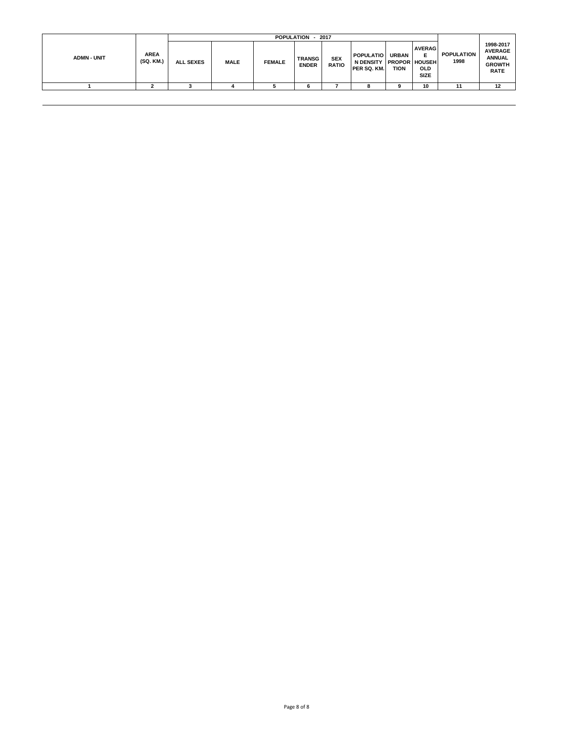| ADMN - UNIT | AREA (SQ. KM.) | POPULATION - 2017 | | | | | | | | POPULATION 1998 | 1998-2017 AVERAGE ANNUAL GROWTH RATE |
|---|---|---|---|---|---|---|---|---|---|---|---|
| | | ALL SEXES | MALE | FEMALE | TRANSGENDER | SEX RATIO | POPULATION DENSITY PER SQ. KM. | URBAN PROPORTION | AVERAGE HOUSEHOLD SIZE | | |
| 1 | 2 | 3 | 4 | 5 | 6 | 7 | 8 | 9 | 10 | 11 | 12 |